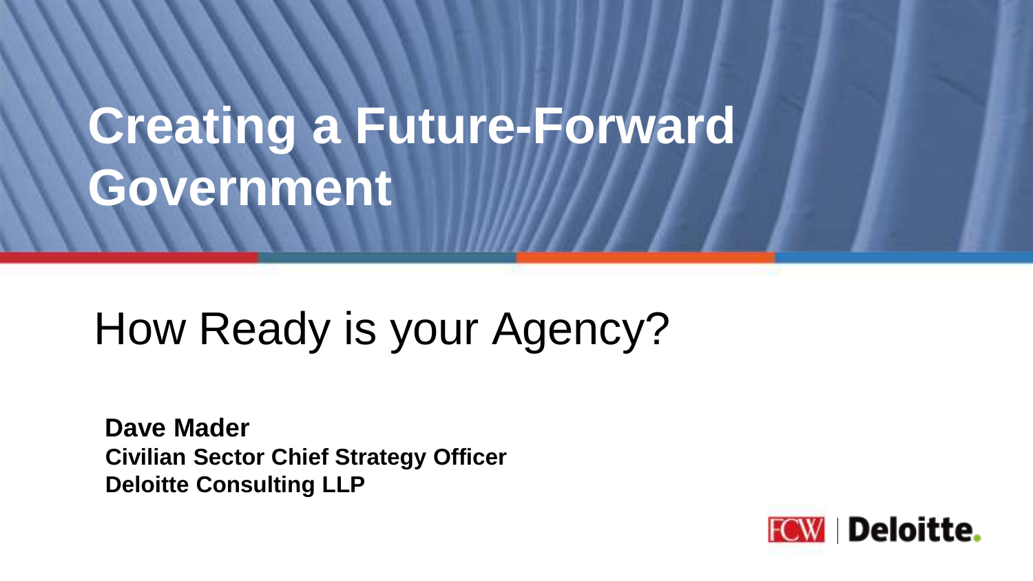# Creating a Future-Forward Government

## How Ready is your Agency?

**Dave Mader**
**Civilian Sector Chief Strategy Officer**
**Deloitte Consulting LLP**

FCW | Deloitte.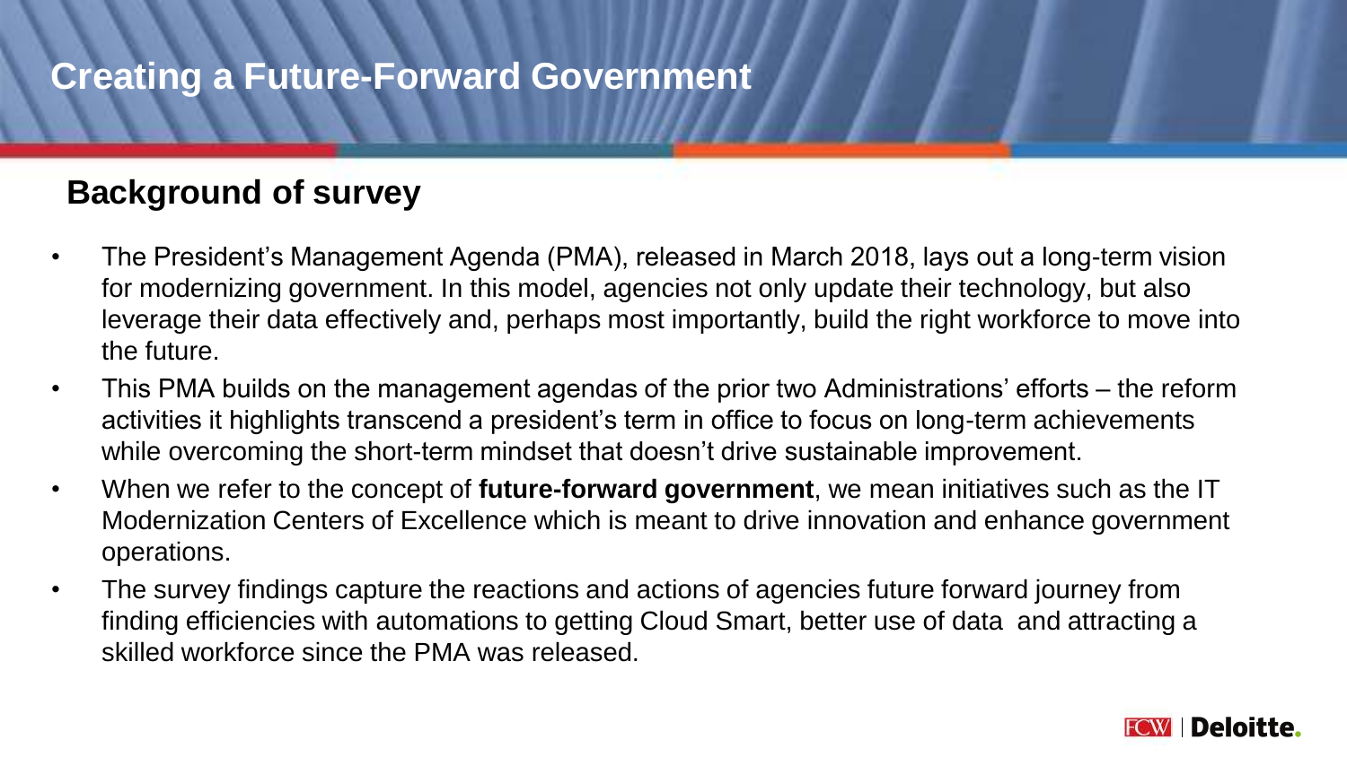# Creating a Future-Forward Government

## Background of survey

- The President's Management Agenda (PMA), released in March 2018, lays out a long-term vision for modernizing government. In this model, agencies not only update their technology, but also leverage their data effectively and, perhaps most importantly, build the right workforce to move into the future.
- This PMA builds on the management agendas of the prior two Administrations' efforts – the reform activities it highlights transcend a president's term in office to focus on long-term achievements while overcoming the short-term mindset that doesn't drive sustainable improvement.
- When we refer to the concept of **future-forward government**, we mean initiatives such as the IT Modernization Centers of Excellence which is meant to drive innovation and enhance government operations.
- The survey findings capture the reactions and actions of agencies future forward journey from finding efficiencies with automations to getting Cloud Smart, better use of data and attracting a skilled workforce since the PMA was released.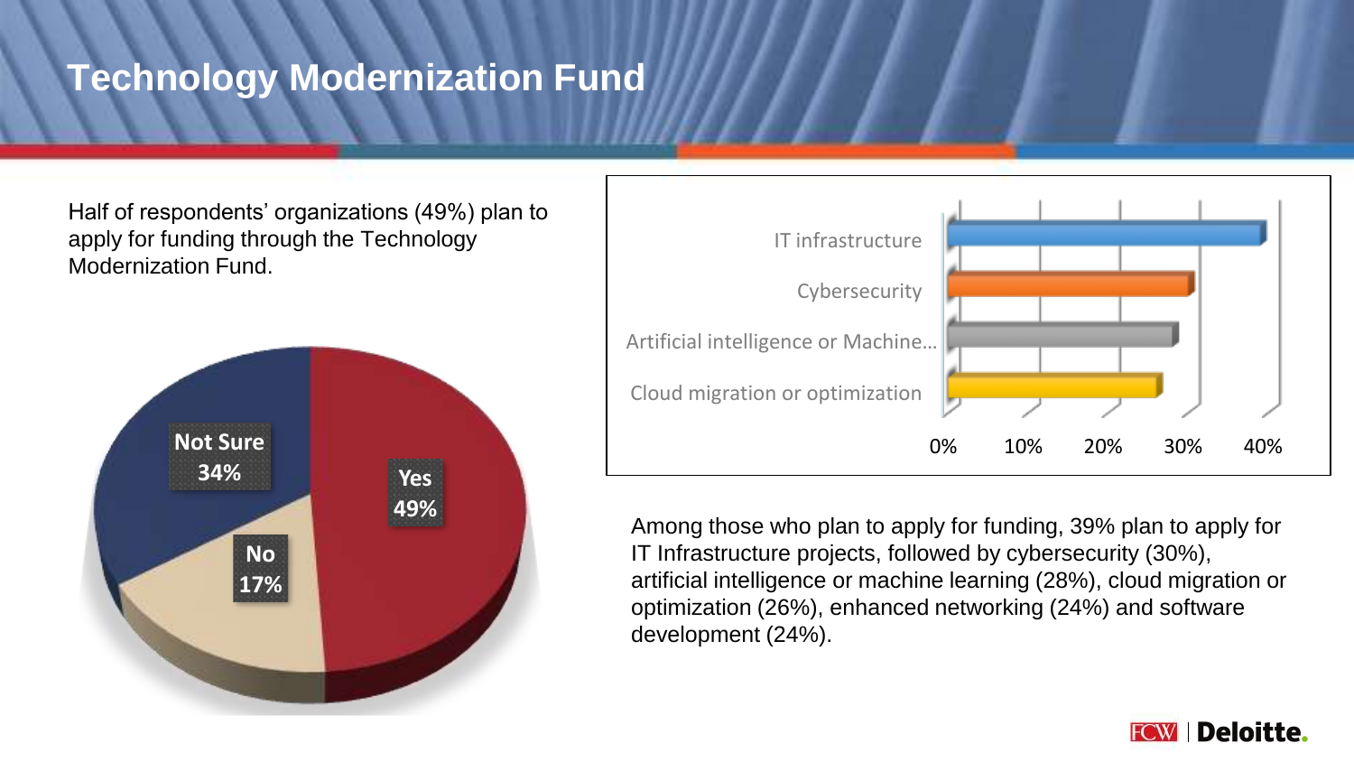# Technology Modernization Fund

Half of respondents' organizations (49%) plan to apply for funding through the Technology Modernization Fund.

| Response | Percentage |
| --- | --- |
| Yes | 49% |
| Not Sure | 34% |
| No | 17% |

| Area | Percentage |
| --- | --- |
| IT infrastructure | 39% |
| Cybersecurity | 30% |
| Artificial intelligence or Machine... | 28% |
| Cloud migration or optimization | 26% |

Among those who plan to apply for funding, 39% plan to apply for IT Infrastructure projects, followed by cybersecurity (30%), artificial intelligence or machine learning (28%), cloud migration or optimization (26%), enhanced networking (24%) and software development (24%).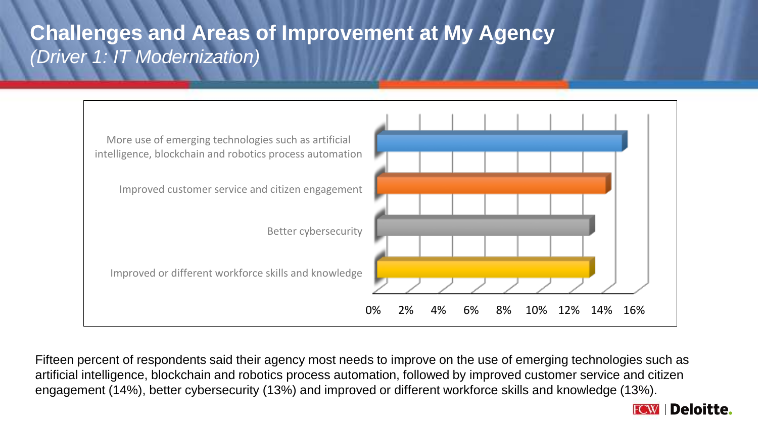# Challenges and Areas of Improvement at My Agency

*(Driver 1: IT Modernization)*

| Category | Percentage |
| --- | --- |
| More use of emerging technologies such as artificial intelligence, blockchain and robotics process automation | 15% |
| Improved customer service and citizen engagement | 14% |
| Better cybersecurity | 13% |
| Improved or different workforce skills and knowledge | 13% |

Fifteen percent of respondents said their agency most needs to improve on the use of emerging technologies such as artificial intelligence, blockchain and robotics process automation, followed by improved customer service and citizen engagement (14%), better cybersecurity (13%) and improved or different workforce skills and knowledge (13%).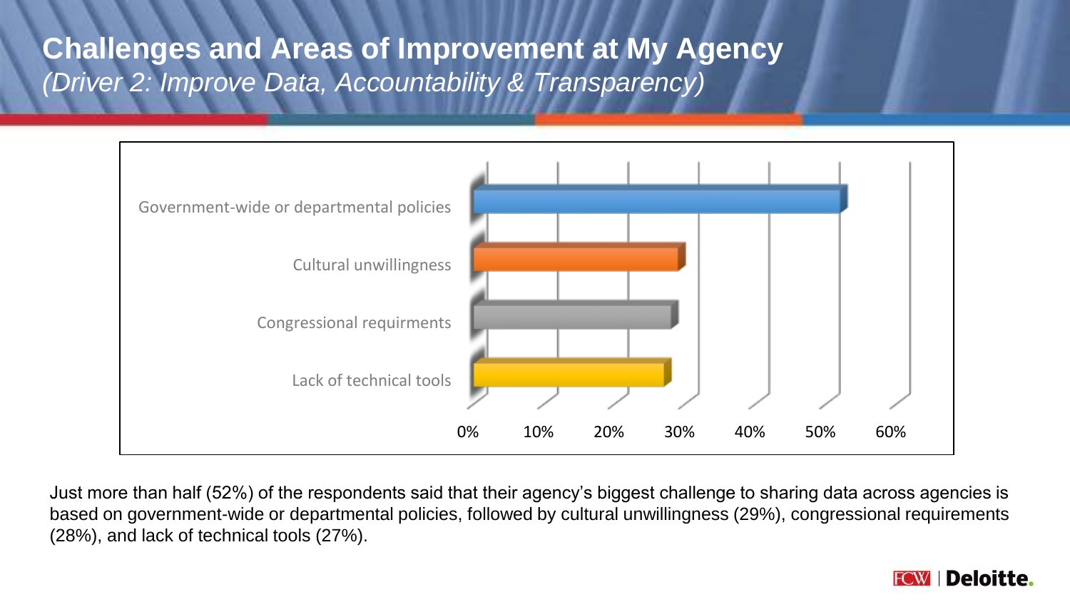# Challenges and Areas of Improvement at My Agency

*(Driver 2: Improve Data, Accountability & Transparency)*

Government-wide or departmental policies

Cultural unwillingness

Congressional requirments

Lack of technical tools

0% 10% 20% 30% 40% 50% 60%

Just more than half (52%) of the respondents said that their agency's biggest challenge to sharing data across agencies is based on government-wide or departmental policies, followed by cultural unwillingness (29%), congressional requirements (28%), and lack of technical tools (27%).

FCW | Deloitte.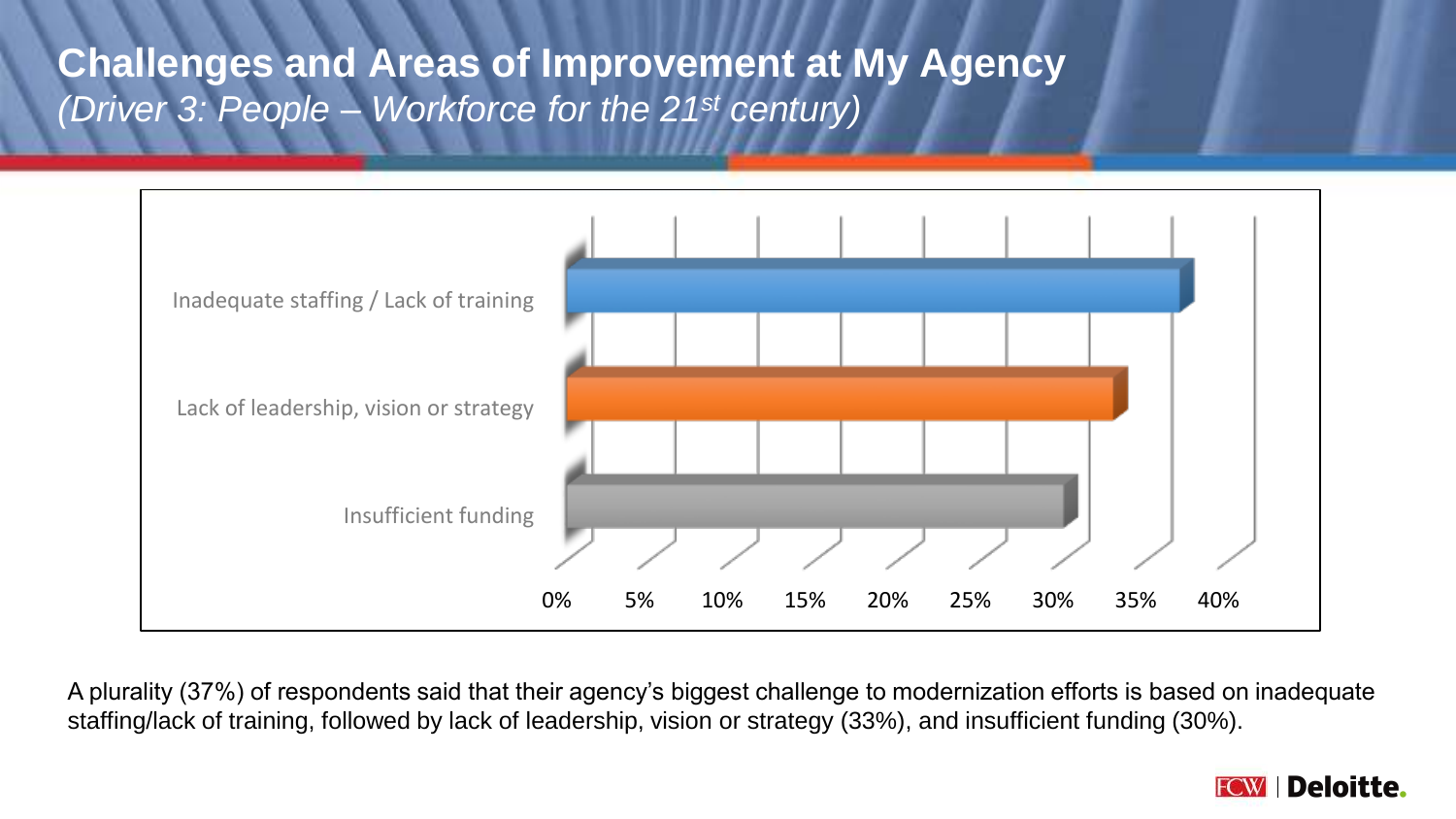# Challenges and Areas of Improvement at My Agency

*(Driver 3: People – Workforce for the 21st century)*

| Challenge | Percentage |
| --- | --- |
| Inadequate staffing / Lack of training | 37% |
| Lack of leadership, vision or strategy | 33% |
| Insufficient funding | 30% |

A plurality (37%) of respondents said that their agency's biggest challenge to modernization efforts is based on inadequate staffing/lack of training, followed by lack of leadership, vision or strategy (33%), and insufficient funding (30%).

FCW | Deloitte.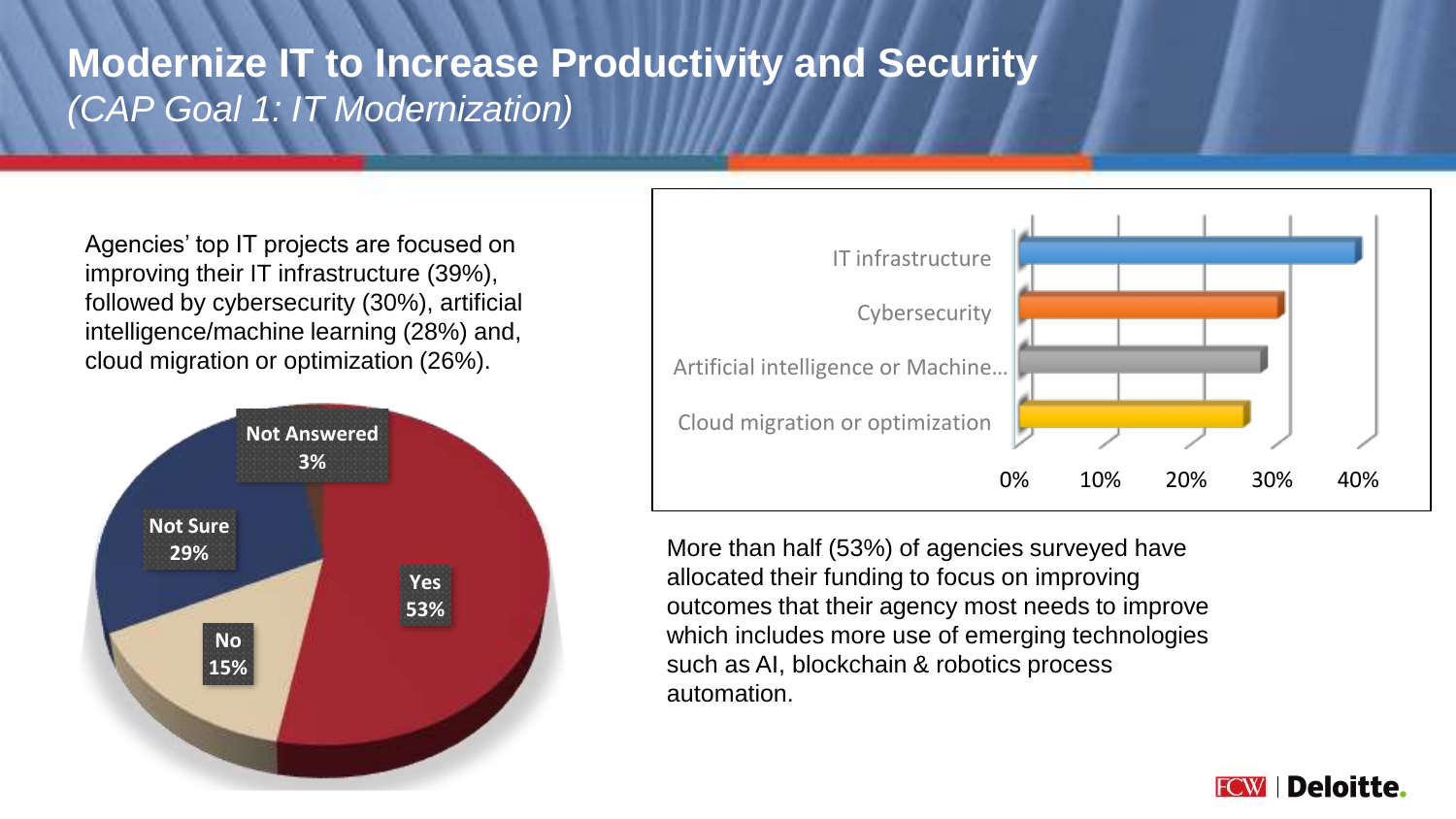# Modernize IT to Increase Productivity and Security

*(CAP Goal 1: IT Modernization)*

Agencies' top IT projects are focused on improving their IT infrastructure (39%), followed by cybersecurity (30%), artificial intelligence/machine learning (28%) and, cloud migration or optimization (26%).

| Category | Value |
| --- | --- |
| Yes | 53% |
| No | 15% |
| Not Sure | 29% |
| Not Answered | 3% |

| Project | Percentage |
| --- | --- |
| IT infrastructure | 39% |
| Cybersecurity | 30% |
| Artificial intelligence or Machine… | 28% |
| Cloud migration or optimization | 26% |

More than half (53%) of agencies surveyed have allocated their funding to focus on improving outcomes that their agency most needs to improve which includes more use of emerging technologies such as AI, blockchain & robotics process automation.

FCW | Deloitte.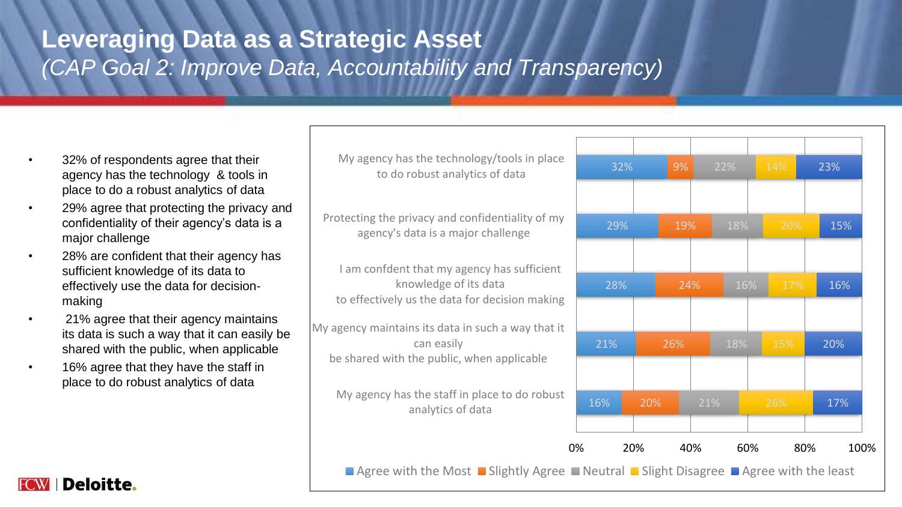# Leveraging Data as a Strategic Asset

*(CAP Goal 2: Improve Data, Accountability and Transparency)*

- 32% of respondents agree that their agency has the technology & tools in place to do a robust analytics of data
- 29% agree that protecting the privacy and confidentiality of their agency's data is a major challenge
- 28% are confident that their agency has sufficient knowledge of its data to effectively use the data for decision-making
- 21% agree that their agency maintains its data is such a way that it can easily be shared with the public, when applicable
- 16% agree that they have the staff in place to do robust analytics of data

| Statement | Agree with the Most | Slightly Agree | Neutral | Slight Disagree | Agree with the least |
|---|---|---|---|---|---|
| My agency has the technology/tools in place to do robust analytics of data | 32% | 9% | 22% | 14% | 23% |
| Protecting the privacy and confidentiality of my agency's data is a major challenge | 29% | 19% | 18% | 20% | 15% |
| I am confdent that my agency has sufficient knowledge of its data to effectively us the data for decision making | 28% | 24% | 16% | 17% | 16% |
| My agency maintains its data in such a way that it can easily be shared with the public, when applicable | 21% | 26% | 18% | 15% | 20% |
| My agency has the staff in place to do robust analytics of data | 16% | 20% | 21% | 26% | 17% |

FCW | Deloitte.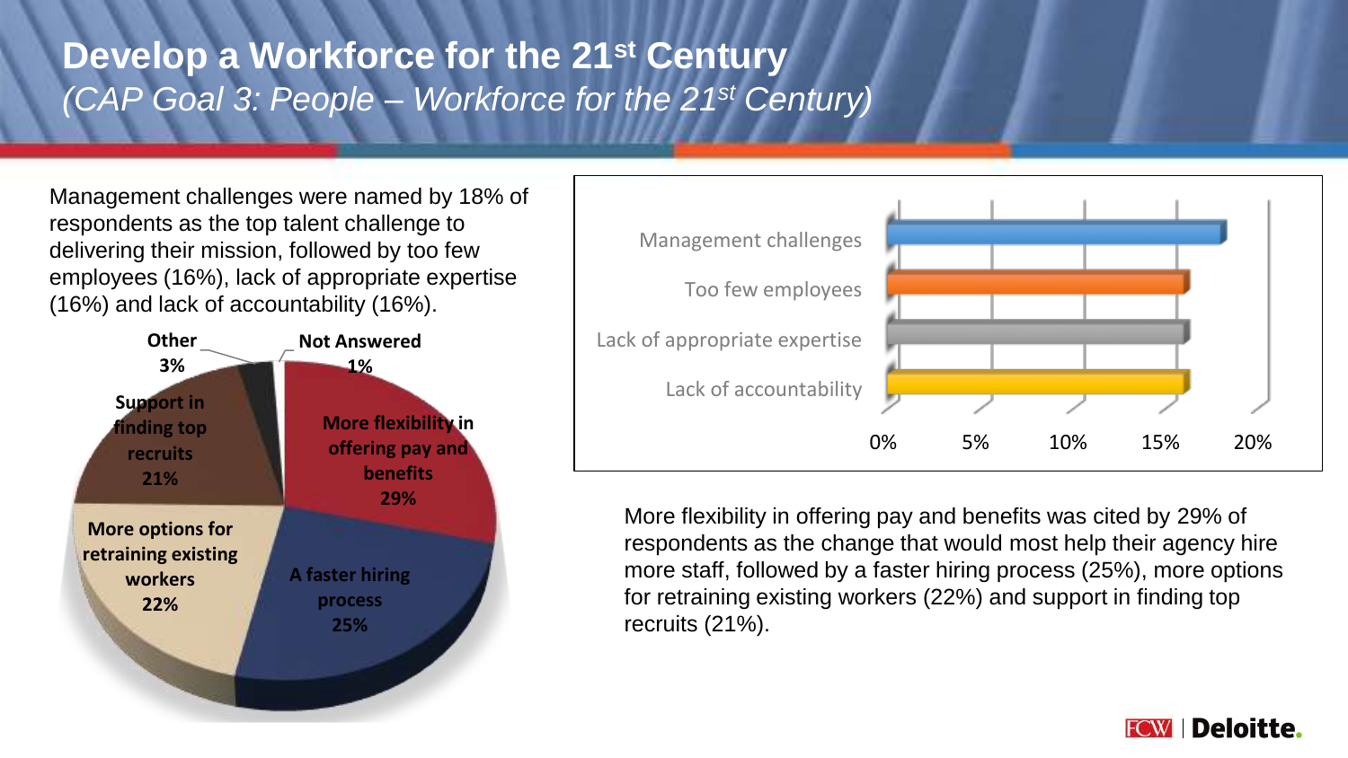# Develop a Workforce for the 21st Century

*(CAP Goal 3: People – Workforce for the 21st Century)*

Management challenges were named by 18% of respondents as the top talent challenge to delivering their mission, followed by too few employees (16%), lack of appropriate expertise (16%) and lack of accountability (16%).

| Response | Percentage |
| --- | --- |
| More flexibility in offering pay and benefits | 29% |
| A faster hiring process | 25% |
| More options for retraining existing workers | 22% |
| Support in finding top recruits | 21% |
| Other | 3% |
| Not Answered | 1% |

| Talent challenge | Approx. percentage (from chart) |
| --- | --- |
| Management challenges | 18% |
| Too few employees | 16% |
| Lack of appropriate expertise | 16% |
| Lack of accountability | 16% |

More flexibility in offering pay and benefits was cited by 29% of respondents as the change that would most help their agency hire more staff, followed by a faster hiring process (25%), more options for retraining existing workers (22%) and support in finding top recruits (21%).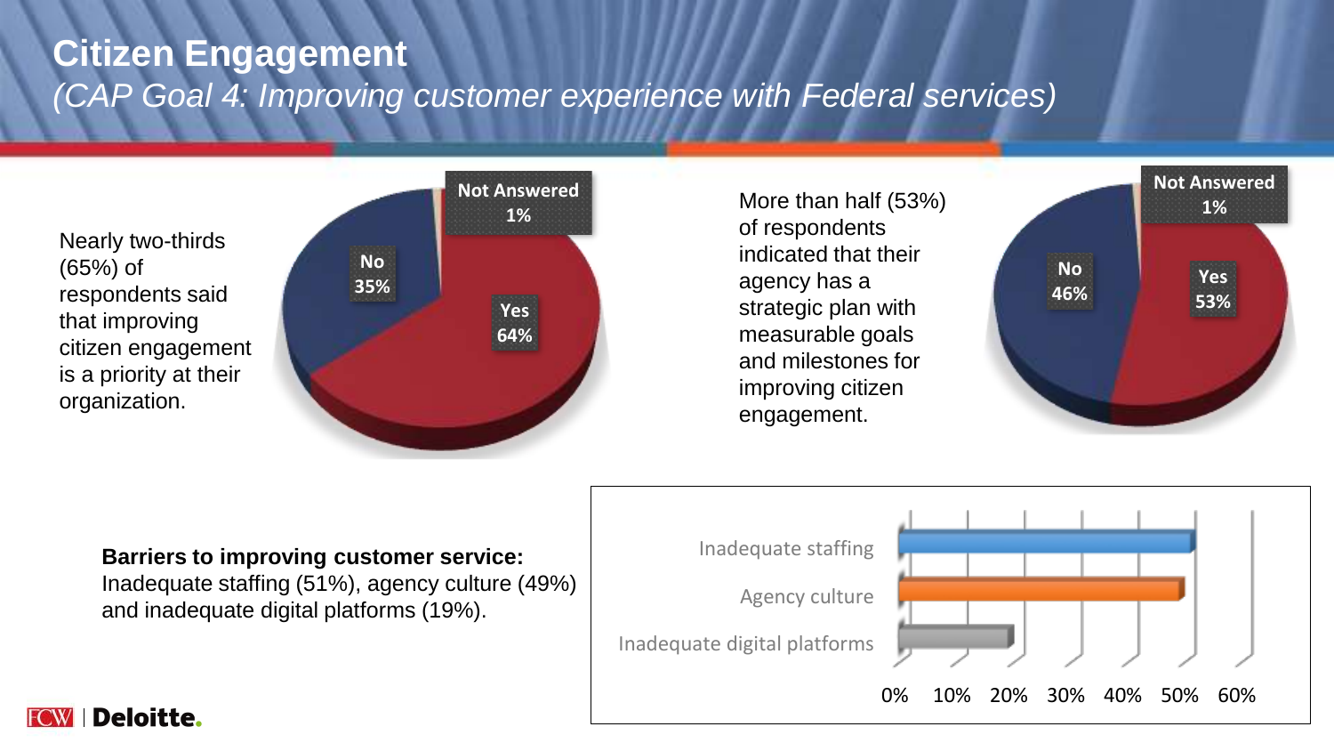# Citizen Engagement

*(CAP Goal 4: Improving customer experience with Federal services)*

Nearly two-thirds (65%) of respondents said that improving citizen engagement is a priority at their organization.

| Response | Percentage |
|---|---|
| Yes | 64% |
| No | 35% |
| Not Answered | 1% |

More than half (53%) of respondents indicated that their agency has a strategic plan with measurable goals and milestones for improving citizen engagement.

| Response | Percentage |
|---|---|
| Yes | 53% |
| No | 46% |
| Not Answered | 1% |

**Barriers to improving customer service:** Inadequate staffing (51%), agency culture (49%) and inadequate digital platforms (19%).

| Barrier | Percentage |
|---|---|
| Inadequate staffing | 51% |
| Agency culture | 49% |
| Inadequate digital platforms | 19% |

FCW | Deloitte.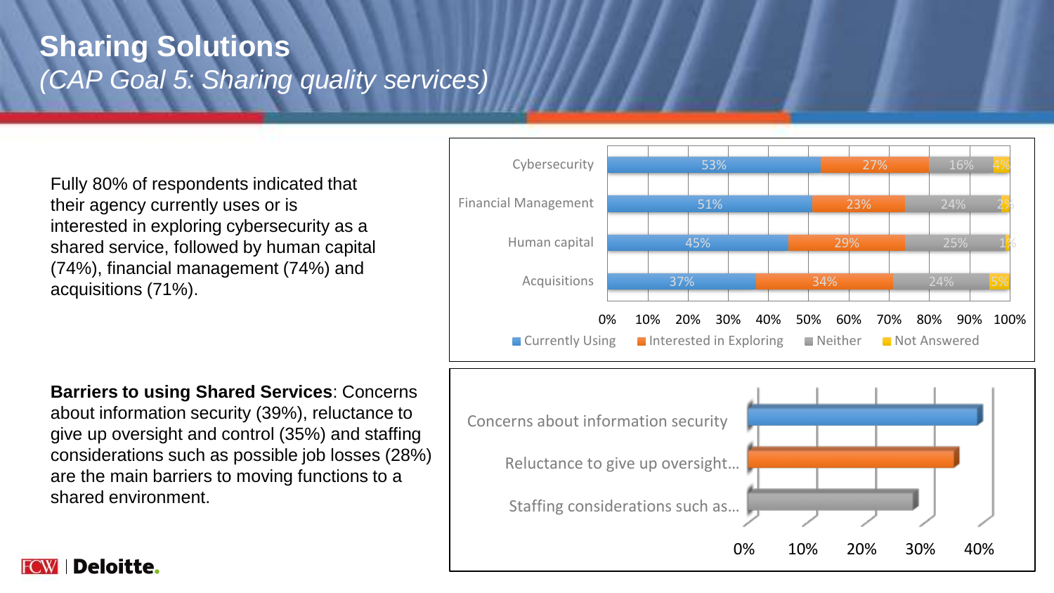# Sharing Solutions

## *(CAP Goal 5: Sharing quality services)*

Fully 80% of respondents indicated that their agency currently uses or is interested in exploring cybersecurity as a shared service, followed by human capital (74%), financial management (74%) and acquisitions (71%).

| | Currently Using | Interested in Exploring | Neither | Not Answered |
|---|---|---|---|---|
| Cybersecurity | 53% | 27% | 16% | 4% |
| Financial Management | 51% | 23% | 24% | 2% |
| Human capital | 45% | 29% | 25% | 1% |
| Acquisitions | 37% | 34% | 24% | 5% |

**Barriers to using Shared Services**: Concerns about information security (39%), reluctance to give up oversight and control (35%) and staffing considerations such as possible job losses (28%) are the main barriers to moving functions to a shared environment.

| Barrier | Percentage |
|---|---|
| Concerns about information security | 39% |
| Reluctance to give up oversight… | 35% |
| Staffing considerations such as… | 28% |

FCW | Deloitte.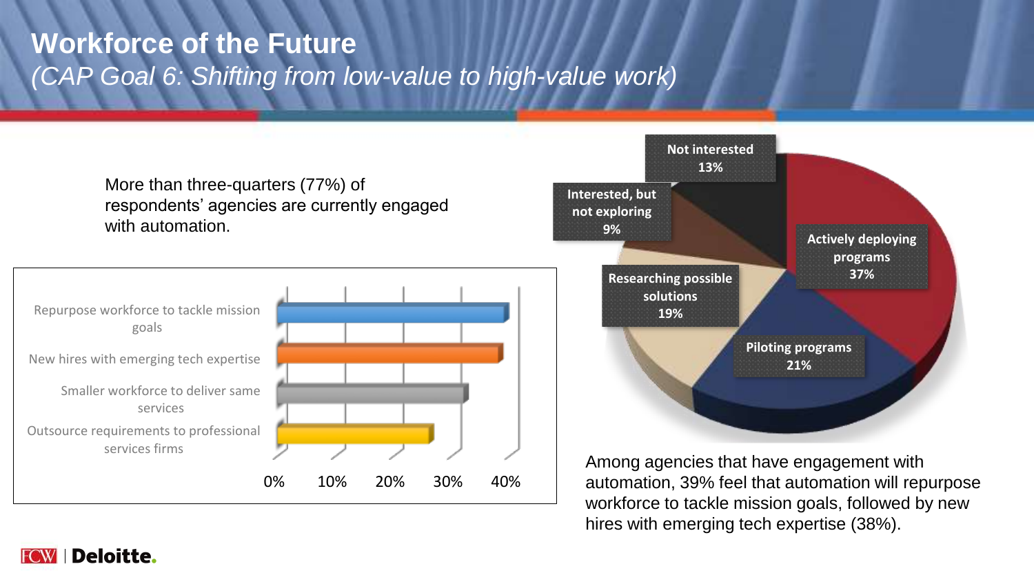# Workforce of the Future

*(CAP Goal 6: Shifting from low-value to high-value work)*

More than three-quarters (77%) of respondents' agencies are currently engaged with automation.

| Category | Value |
|---|---|
| Repurpose workforce to tackle mission goals | 39% |
| New hires with emerging tech expertise | 38% |
| Smaller workforce to deliver same services | |
| Outsource requirements to professional services firms | |

| Engagement with automation | Percentage |
|---|---|
| Actively deploying programs | 37% |
| Piloting programs | 21% |
| Researching possible solutions | 19% |
| Interested, but not exploring | 9% |
| Not interested | 13% |

Among agencies that have engagement with automation, 39% feel that automation will repurpose workforce to tackle mission goals, followed by new hires with emerging tech expertise (38%).

FCW | Deloitte.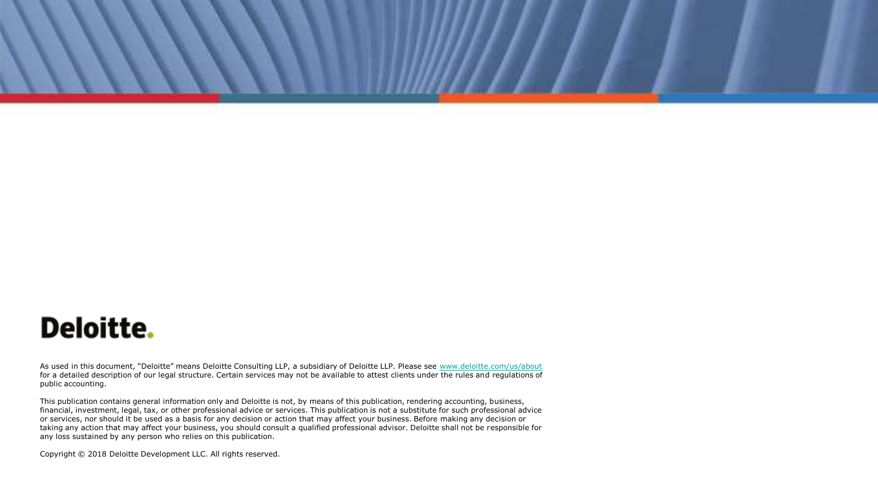**Deloitte.**

As used in this document, “Deloitte” means Deloitte Consulting LLP, a subsidiary of Deloitte LLP. Please see www.deloitte.com/us/about for a detailed description of our legal structure. Certain services may not be available to attest clients under the rules and regulations of public accounting.

This publication contains general information only and Deloitte is not, by means of this publication, rendering accounting, business, financial, investment, legal, tax, or other professional advice or services. This publication is not a substitute for such professional advice or services, nor should it be used as a basis for any decision or action that may affect your business. Before making any decision or taking any action that may affect your business, you should consult a qualified professional advisor. Deloitte shall not be responsible for any loss sustained by any person who relies on this publication.

Copyright © 2018 Deloitte Development LLC. All rights reserved.